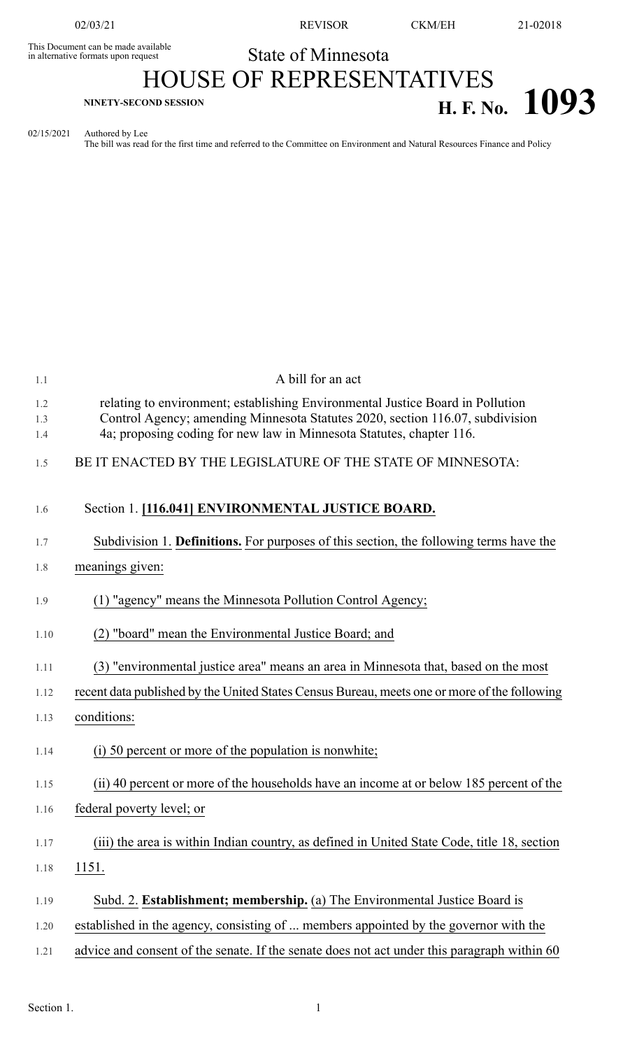This Document can be made available in alternative formats upon request

State of Minnesota

# HOUSE OF REPRESENTATIVES

**NINETY-SECOND SESSION**

# H. F. No. 1093

02/15/2021 Authored by Lee
The bill was read for the first time and referred to the Committee on Environment and Natural Resources Finance and Policy

A bill for an act

relating to environment; establishing Environmental Justice Board in Pollution Control Agency; amending Minnesota Statutes 2020, section 116.07, subdivision 4a; proposing coding for new law in Minnesota Statutes, chapter 116.

BE IT ENACTED BY THE LEGISLATURE OF THE STATE OF MINNESOTA:

Section 1. **[116.041] ENVIRONMENTAL JUSTICE BOARD.**

Subdivision 1. **Definitions.** For purposes of this section, the following terms have the meanings given:

(1) "agency" means the Minnesota Pollution Control Agency;

(2) "board" mean the Environmental Justice Board; and

(3) "environmental justice area" means an area in Minnesota that, based on the most recent data published by the United States Census Bureau, meets one or more of the following conditions:

(i) 50 percent or more of the population is nonwhite;

(ii) 40 percent or more of the households have an income at or below 185 percent of the federal poverty level; or

(iii) the area is within Indian country, as defined in United State Code, title 18, section 1151.

Subd. 2. **Establishment; membership.** (a) The Environmental Justice Board is established in the agency, consisting of ... members appointed by the governor with the advice and consent of the senate. If the senate does not act under this paragraph within 60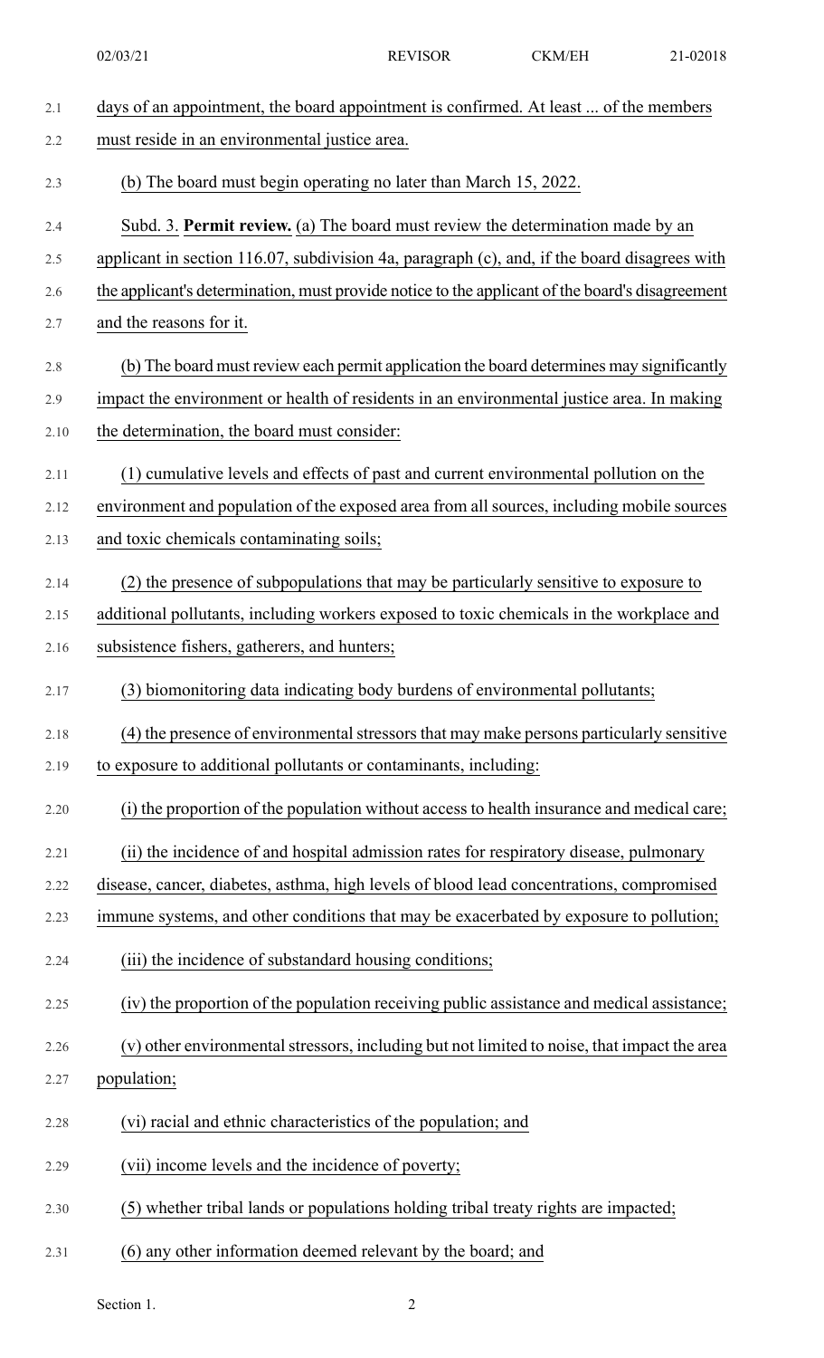days of an appointment, the board appointment is confirmed. At least ... of the members must reside in an environmental justice area.

(b) The board must begin operating no later than March 15, 2022.

Subd. 3. **Permit review.** (a) The board must review the determination made by an applicant in section 116.07, subdivision 4a, paragraph (c), and, if the board disagrees with the applicant's determination, must provide notice to the applicant of the board's disagreement and the reasons for it.

(b) The board must review each permit application the board determines may significantly impact the environment or health of residents in an environmental justice area. In making the determination, the board must consider:

(1) cumulative levels and effects of past and current environmental pollution on the environment and population of the exposed area from all sources, including mobile sources and toxic chemicals contaminating soils;

(2) the presence of subpopulations that may be particularly sensitive to exposure to additional pollutants, including workers exposed to toxic chemicals in the workplace and subsistence fishers, gatherers, and hunters;

(3) biomonitoring data indicating body burdens of environmental pollutants;

(4) the presence of environmental stressors that may make persons particularly sensitive to exposure to additional pollutants or contaminants, including:

(i) the proportion of the population without access to health insurance and medical care;

(ii) the incidence of and hospital admission rates for respiratory disease, pulmonary disease, cancer, diabetes, asthma, high levels of blood lead concentrations, compromised immune systems, and other conditions that may be exacerbated by exposure to pollution;

(iii) the incidence of substandard housing conditions;

(iv) the proportion of the population receiving public assistance and medical assistance;

(v) other environmental stressors, including but not limited to noise, that impact the area population;

(vi) racial and ethnic characteristics of the population; and

(vii) income levels and the incidence of poverty;

(5) whether tribal lands or populations holding tribal treaty rights are impacted;

(6) any other information deemed relevant by the board; and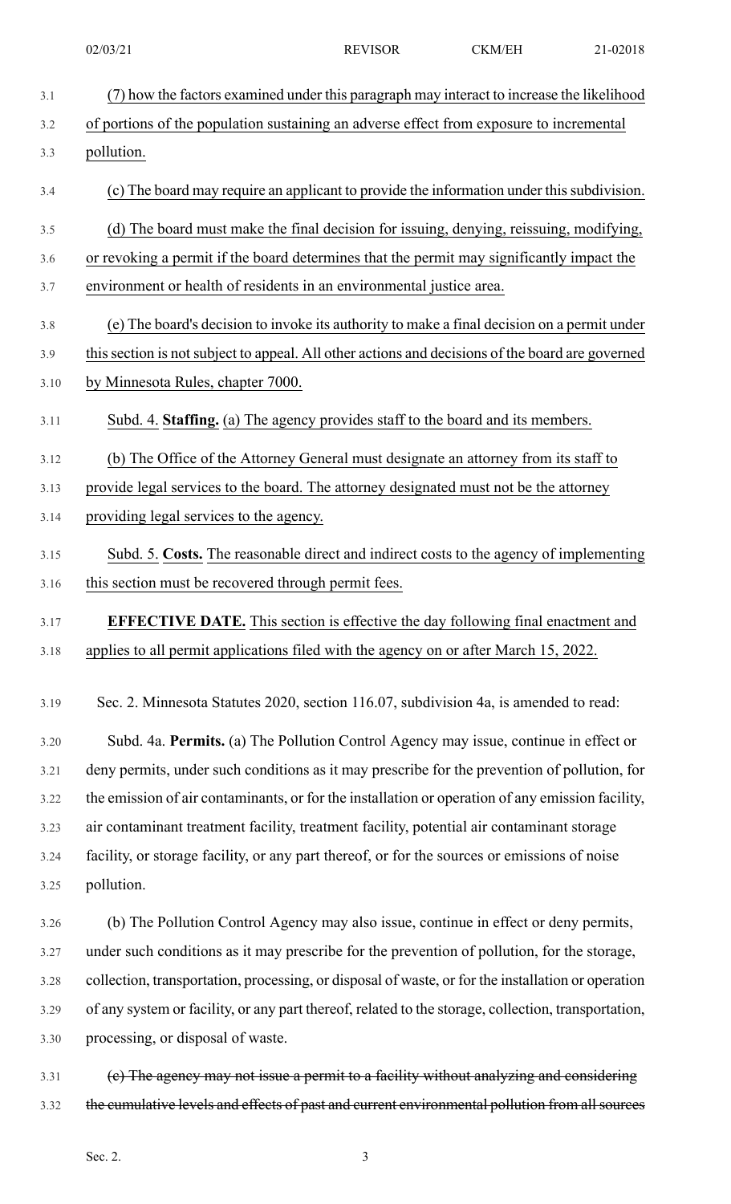(7) how the factors examined under this paragraph may interact to increase the likelihood of portions of the population sustaining an adverse effect from exposure to incremental pollution.

(c) The board may require an applicant to provide the information under this subdivision.

(d) The board must make the final decision for issuing, denying, reissuing, modifying, or revoking a permit if the board determines that the permit may significantly impact the environment or health of residents in an environmental justice area.

(e) The board's decision to invoke its authority to make a final decision on a permit under this section is not subject to appeal. All other actions and decisions of the board are governed by Minnesota Rules, chapter 7000.

Subd. 4. **Staffing.** (a) The agency provides staff to the board and its members.

(b) The Office of the Attorney General must designate an attorney from its staff to provide legal services to the board. The attorney designated must not be the attorney providing legal services to the agency.

Subd. 5. **Costs.** The reasonable direct and indirect costs to the agency of implementing this section must be recovered through permit fees.

**EFFECTIVE DATE.** This section is effective the day following final enactment and applies to all permit applications filed with the agency on or after March 15, 2022.

Sec. 2. Minnesota Statutes 2020, section 116.07, subdivision 4a, is amended to read:

Subd. 4a. **Permits.** (a) The Pollution Control Agency may issue, continue in effect or deny permits, under such conditions as it may prescribe for the prevention of pollution, for the emission of air contaminants, or for the installation or operation of any emission facility, air contaminant treatment facility, treatment facility, potential air contaminant storage facility, or storage facility, or any part thereof, or for the sources or emissions of noise pollution.

(b) The Pollution Control Agency may also issue, continue in effect or deny permits, under such conditions as it may prescribe for the prevention of pollution, for the storage, collection, transportation, processing, or disposal of waste, or for the installation or operation of any system or facility, or any part thereof, related to the storage, collection, transportation, processing, or disposal of waste.

~~(c) The agency may not issue a permit to a facility without analyzing and considering the cumulative levels and effects of past and current environmental pollution from all sources~~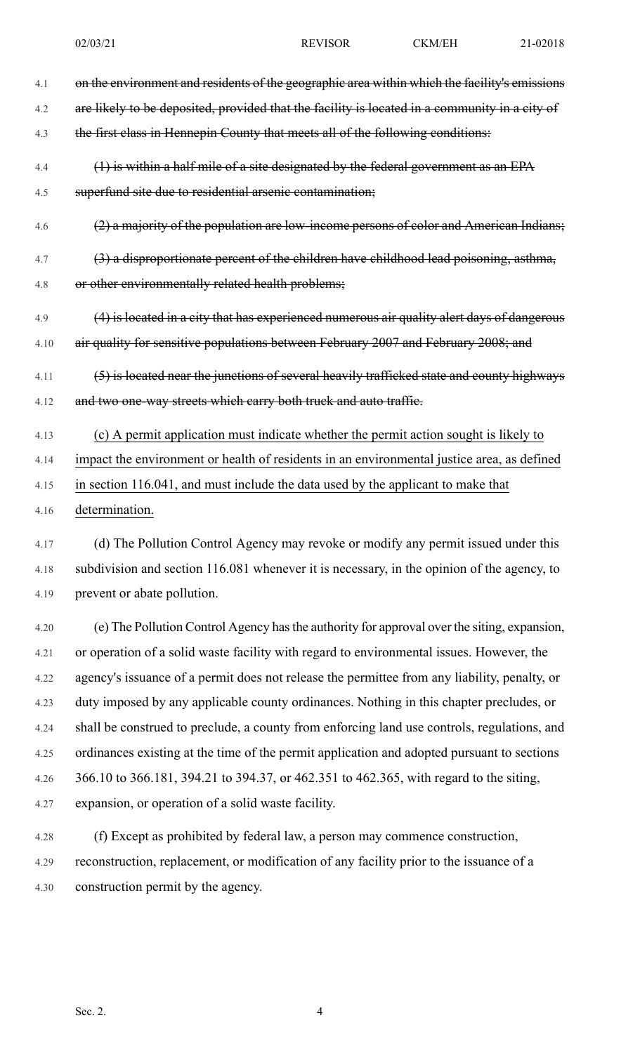~~on the environment and residents of the geographic area within which the facility's emissions are likely to be deposited, provided that the facility is located in a community in a city of the first class in Hennepin County that meets all of the following conditions:~~

~~(1) is within a half mile of a site designated by the federal government as an EPA superfund site due to residential arsenic contamination;~~

~~(2) a majority of the population are low-income persons of color and American Indians;~~

~~(3) a disproportionate percent of the children have childhood lead poisoning, asthma, or other environmentally related health problems;~~

~~(4) is located in a city that has experienced numerous air quality alert days of dangerous air quality for sensitive populations between February 2007 and February 2008; and~~

~~(5) is located near the junctions of several heavily trafficked state and county highways and two one-way streets which carry both truck and auto traffic.~~

<u>(c) A permit application must indicate whether the permit action sought is likely to impact the environment or health of residents in an environmental justice area, as defined in section 116.041, and must include the data used by the applicant to make that determination.</u>

(d) The Pollution Control Agency may revoke or modify any permit issued under this subdivision and section 116.081 whenever it is necessary, in the opinion of the agency, to prevent or abate pollution.

(e) The Pollution Control Agency has the authority for approval over the siting, expansion, or operation of a solid waste facility with regard to environmental issues. However, the agency's issuance of a permit does not release the permittee from any liability, penalty, or duty imposed by any applicable county ordinances. Nothing in this chapter precludes, or shall be construed to preclude, a county from enforcing land use controls, regulations, and ordinances existing at the time of the permit application and adopted pursuant to sections 366.10 to 366.181, 394.21 to 394.37, or 462.351 to 462.365, with regard to the siting, expansion, or operation of a solid waste facility.

(f) Except as prohibited by federal law, a person may commence construction, reconstruction, replacement, or modification of any facility prior to the issuance of a construction permit by the agency.